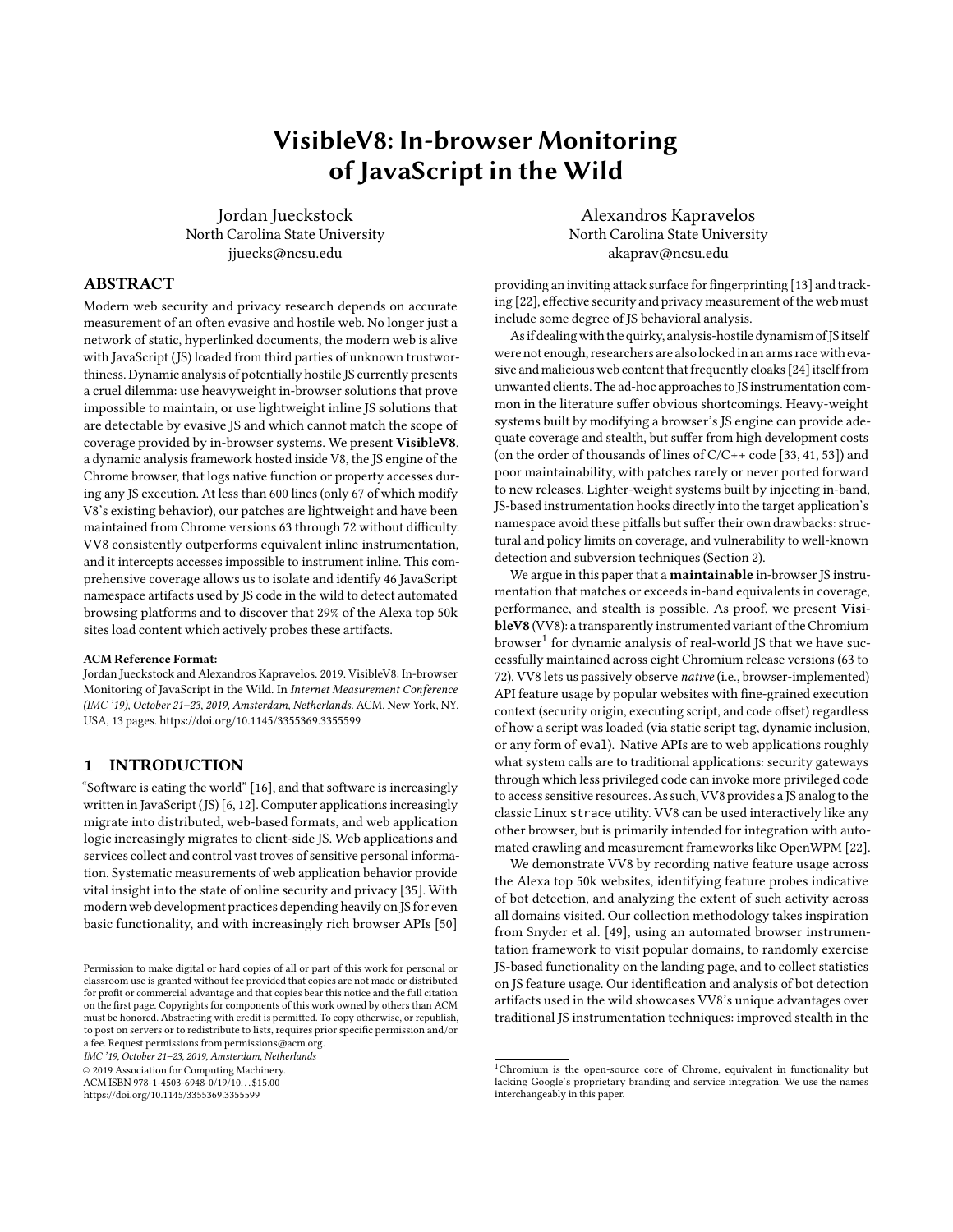# VisibleV8: In-browser Monitoring of JavaScript in the Wild

Jordan Jueckstock
North Carolina State University
jjuecks@ncsu.edu

Alexandros Kapravelos
North Carolina State University
akaprav@ncsu.edu

## ABSTRACT

Modern web security and privacy research depends on accurate measurement of an often evasive and hostile web. No longer just a network of static, hyperlinked documents, the modern web is alive with JavaScript (JS) loaded from third parties of unknown trustworthiness. Dynamic analysis of potentially hostile JS currently presents a cruel dilemma: use heavyweight in-browser solutions that prove impossible to maintain, or use lightweight inline JS solutions that are detectable by evasive JS and which cannot match the scope of coverage provided by in-browser systems. We present **VisibleV8**, a dynamic analysis framework hosted inside V8, the JS engine of the Chrome browser, that logs native function or property accesses during any JS execution. At less than 600 lines (only 67 of which modify V8's existing behavior), our patches are lightweight and have been maintained from Chrome versions 63 through 72 without difficulty. VV8 consistently outperforms equivalent inline instrumentation, and it intercepts accesses impossible to instrument inline. This comprehensive coverage allows us to isolate and identify 46 JavaScript namespace artifacts used by JS code in the wild to detect automated browsing platforms and to discover that 29% of the Alexa top 50k sites load content which actively probes these artifacts.

**ACM Reference Format:**
Jordan Jueckstock and Alexandros Kapravelos. 2019. VisibleV8: In-browser Monitoring of JavaScript in the Wild. In *Internet Measurement Conference (IMC '19), October 21–23, 2019, Amsterdam, Netherlands.* ACM, New York, NY, USA, 13 pages. https://doi.org/10.1145/3355369.3355599

## 1 INTRODUCTION

"Software is eating the world" [16], and that software is increasingly written in JavaScript (JS) [6, 12]. Computer applications increasingly migrate into distributed, web-based formats, and web application logic increasingly migrates to client-side JS. Web applications and services collect and control vast troves of sensitive personal information. Systematic measurements of web application behavior provide vital insight into the state of online security and privacy [35]. With modern web development practices depending heavily on JS for even basic functionality, and with increasingly rich browser APIs [50] providing an inviting attack surface for fingerprinting [13] and tracking [22], effective security and privacy measurement of the web must include some degree of JS behavioral analysis.

As if dealing with the quirky, analysis-hostile dynamism of JS itself were not enough, researchers are also locked in an arms race with evasive and malicious web content that frequently cloaks [24] itself from unwanted clients. The ad-hoc approaches to JS instrumentation common in the literature suffer obvious shortcomings. Heavy-weight systems built by modifying a browser's JS engine can provide adequate coverage and stealth, but suffer from high development costs (on the order of thousands of lines of C/C++ code [33, 41, 53]) and poor maintainability, with patches rarely or never ported forward to new releases. Lighter-weight systems built by injecting in-band, JS-based instrumentation hooks directly into the target application's namespace avoid these pitfalls but suffer their own drawbacks: structural and policy limits on coverage, and vulnerability to well-known detection and subversion techniques (Section 2).

We argue in this paper that a **maintainable** in-browser JS instrumentation that matches or exceeds in-band equivalents in coverage, performance, and stealth is possible. As proof, we present **VisibleV8** (VV8): a transparently instrumented variant of the Chromium browser[1] for dynamic analysis of real-world JS that we have successfully maintained across eight Chromium release versions (63 to 72). VV8 lets us passively observe *native* (i.e., browser-implemented) API feature usage by popular websites with fine-grained execution context (security origin, executing script, and code offset) regardless of how a script was loaded (via static script tag, dynamic inclusion, or any form of eval). Native APIs are to web applications roughly what system calls are to traditional applications: security gateways through which less privileged code can invoke more privileged code to access sensitive resources. As such, VV8 provides a JS analog to the classic Linux `strace` utility. VV8 can be used interactively like any other browser, but is primarily intended for integration with automated crawling and measurement frameworks like OpenWPM [22].

We demonstrate VV8 by recording native feature usage across the Alexa top 50k websites, identifying feature probes indicative of bot detection, and analyzing the extent of such activity across all domains visited. Our collection methodology takes inspiration from Snyder et al. [49], using an automated browser instrumentation framework to visit popular domains, to randomly exercise JS-based functionality on the landing page, and to collect statistics on JS feature usage. Our identification and analysis of bot detection artifacts used in the wild showcases VV8's unique advantages over traditional JS instrumentation techniques: improved stealth in the

[1] Chromium is the open-source core of Chrome, equivalent in functionality but lacking Google's proprietary branding and service integration. We use the names interchangeably in this paper.

Permission to make digital or hard copies of all or part of this work for personal or classroom use is granted without fee provided that copies are not made or distributed for profit or commercial advantage and that copies bear this notice and the full citation on the first page. Copyrights for components of this work owned by others than ACM must be honored. Abstracting with credit is permitted. To copy otherwise, or republish, to post on servers or to redistribute to lists, requires prior specific permission and/or a fee. Request permissions from permissions@acm.org.
*IMC '19, October 21–23, 2019, Amsterdam, Netherlands*
© 2019 Association for Computing Machinery.
ACM ISBN 978-1-4503-6948-0/19/10...$15.00
https://doi.org/10.1145/3355369.3355599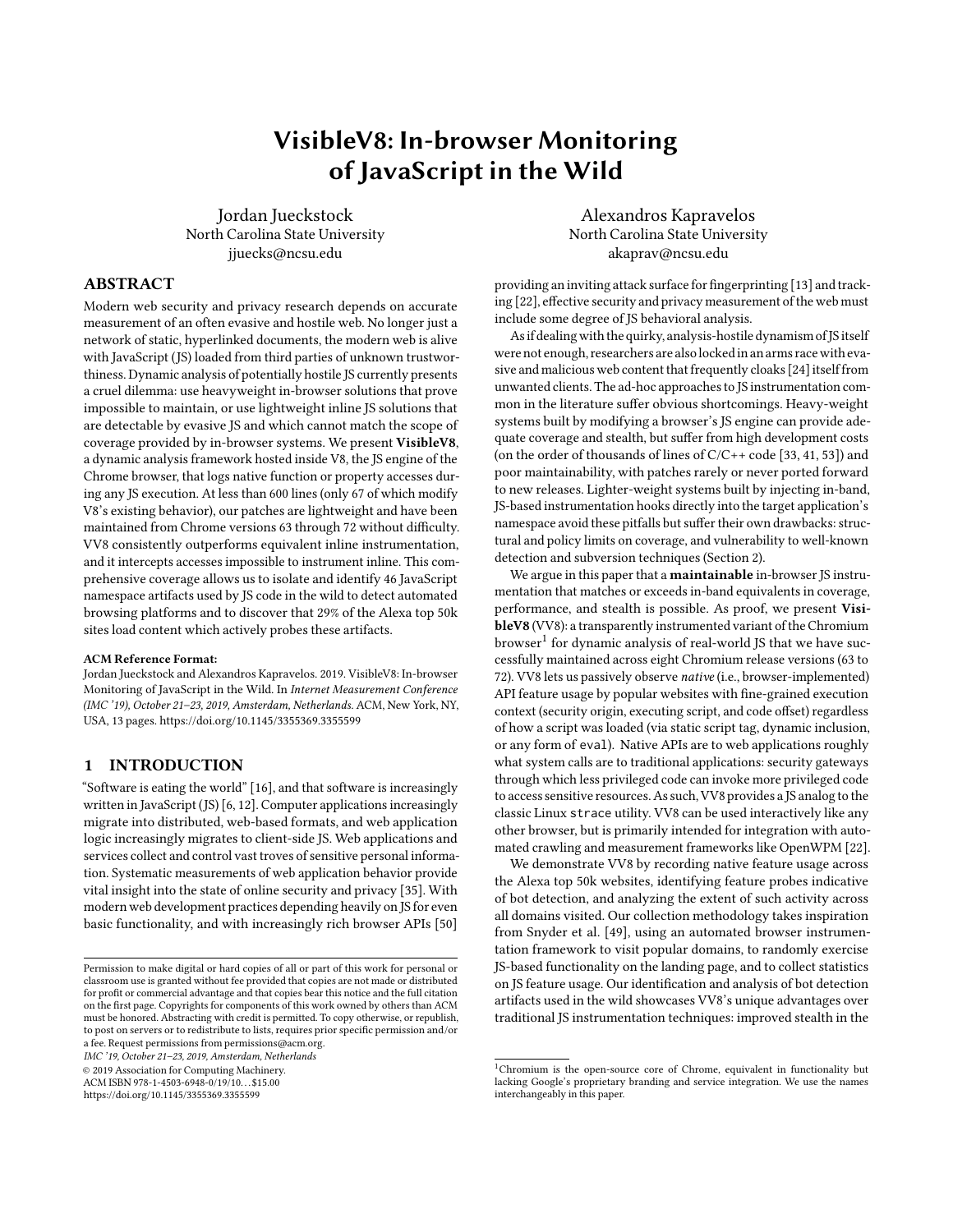# VisibleV8: In-browser Monitoring of JavaScript in the Wild

Jordan Jueckstock
North Carolina State University
jjuecks@ncsu.edu

Alexandros Kapravelos
North Carolina State University
akaprav@ncsu.edu

## ABSTRACT

Modern web security and privacy research depends on accurate measurement of an often evasive and hostile web. No longer just a network of static, hyperlinked documents, the modern web is alive with JavaScript (JS) loaded from third parties of unknown trustworthiness. Dynamic analysis of potentially hostile JS currently presents a cruel dilemma: use heavyweight in-browser solutions that prove impossible to maintain, or use lightweight inline JS solutions that are detectable by evasive JS and which cannot match the scope of coverage provided by in-browser systems. We present **VisibleV8**, a dynamic analysis framework hosted inside V8, the JS engine of the Chrome browser, that logs native function or property accesses during any JS execution. At less than 600 lines (only 67 of which modify V8's existing behavior), our patches are lightweight and have been maintained from Chrome versions 63 through 72 without difficulty. VV8 consistently outperforms equivalent inline instrumentation, and it intercepts accesses impossible to instrument inline. This comprehensive coverage allows us to isolate and identify 46 JavaScript namespace artifacts used by JS code in the wild to detect automated browsing platforms and to discover that 29% of the Alexa top 50k sites load content which actively probes these artifacts.

**ACM Reference Format:**
Jordan Jueckstock and Alexandros Kapravelos. 2019. VisibleV8: In-browser Monitoring of JavaScript in the Wild. In *Internet Measurement Conference (IMC '19), October 21–23, 2019, Amsterdam, Netherlands.* ACM, New York, NY, USA, 13 pages. https://doi.org/10.1145/3355369.3355599

## 1 INTRODUCTION

"Software is eating the world" [16], and that software is increasingly written in JavaScript (JS) [6, 12]. Computer applications increasingly migrate into distributed, web-based formats, and web application logic increasingly migrates to client-side JS. Web applications and services collect and control vast troves of sensitive personal information. Systematic measurements of web application behavior provide vital insight into the state of online security and privacy [35]. With modern web development practices depending heavily on JS for even basic functionality, and with increasingly rich browser APIs [50] providing an inviting attack surface for fingerprinting [13] and tracking [22], effective security and privacy measurement of the web must include some degree of JS behavioral analysis.

As if dealing with the quirky, analysis-hostile dynamism of JS itself were not enough, researchers are also locked in an arms race with evasive and malicious web content that frequently cloaks [24] itself from unwanted clients. The ad-hoc approaches to JS instrumentation common in the literature suffer obvious shortcomings. Heavy-weight systems built by modifying a browser's JS engine can provide adequate coverage and stealth, but suffer from high development costs (on the order of thousands of lines of C/C++ code [33, 41, 53]) and poor maintainability, with patches rarely or never ported forward to new releases. Lighter-weight systems built by injecting in-band, JS-based instrumentation hooks directly into the target application's namespace avoid these pitfalls but suffer their own drawbacks: structural and policy limits on coverage, and vulnerability to well-known detection and subversion techniques (Section 2).

We argue in this paper that a **maintainable** in-browser JS instrumentation that matches or exceeds in-band equivalents in coverage, performance, and stealth is possible. As proof, we present **VisibleV8** (VV8): a transparently instrumented variant of the Chromium browser[1] for dynamic analysis of real-world JS that we have successfully maintained across eight Chromium release versions (63 to 72). VV8 lets us passively observe *native* (i.e., browser-implemented) API feature usage by popular websites with fine-grained execution context (security origin, executing script, and code offset) regardless of how a script was loaded (via static script tag, dynamic inclusion, or any form of `eval`). Native APIs are to web applications roughly what system calls are to traditional applications: security gateways through which less privileged code can invoke more privileged code to access sensitive resources. As such, VV8 provides a JS analog to the classic Linux `strace` utility. VV8 can be used interactively like any other browser, but is primarily intended for integration with automated crawling and measurement frameworks like OpenWPM [22].

We demonstrate VV8 by recording native feature usage across the Alexa top 50k websites, identifying feature probes indicative of bot detection, and analyzing the extent of such activity across all domains visited. Our collection methodology takes inspiration from Snyder et al. [49], using an automated browser instrumentation framework to visit popular domains, to randomly exercise JS-based functionality on the landing page, and to collect statistics on JS feature usage. Our identification and analysis of bot detection artifacts used in the wild showcases VV8's unique advantages over traditional JS instrumentation techniques: improved stealth in the

---

Permission to make digital or hard copies of all or part of this work for personal or classroom use is granted without fee provided that copies are not made or distributed for profit or commercial advantage and that copies bear this notice and the full citation on the first page. Copyrights for components of this work owned by others than ACM must be honored. Abstracting with credit is permitted. To copy otherwise, or republish, to post on servers or to redistribute to lists, requires prior specific permission and/or a fee. Request permissions from permissions@acm.org.
*IMC '19, October 21–23, 2019, Amsterdam, Netherlands*
© 2019 Association for Computing Machinery.
ACM ISBN 978-1-4503-6948-0/19/10...$15.00
https://doi.org/10.1145/3355369.3355599

[1] Chromium is the open-source core of Chrome, equivalent in functionality but lacking Google's proprietary branding and service integration. We use the names interchangeably in this paper.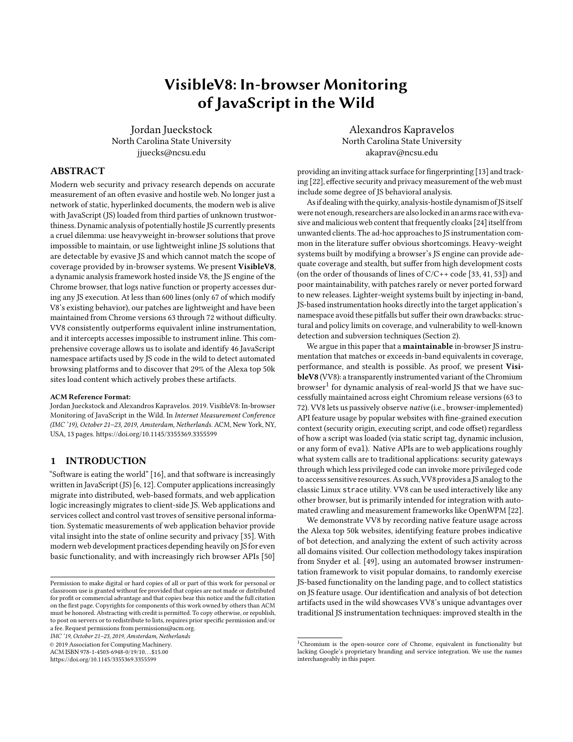# VisibleV8: In-browser Monitoring of JavaScript in the Wild

Jordan Jueckstock
North Carolina State University
jjuecks@ncsu.edu

Alexandros Kapravelos
North Carolina State University
akaprav@ncsu.edu

## ABSTRACT

Modern web security and privacy research depends on accurate measurement of an often evasive and hostile web. No longer just a network of static, hyperlinked documents, the modern web is alive with JavaScript (JS) loaded from third parties of unknown trustworthiness. Dynamic analysis of potentially hostile JS currently presents a cruel dilemma: use heavyweight in-browser solutions that prove impossible to maintain, or use lightweight inline JS solutions that are detectable by evasive JS and which cannot match the scope of coverage provided by in-browser systems. We present **VisibleV8**, a dynamic analysis framework hosted inside V8, the JS engine of the Chrome browser, that logs native function or property accesses during any JS execution. At less than 600 lines (only 67 of which modify V8's existing behavior), our patches are lightweight and have been maintained from Chrome versions 63 through 72 without difficulty. VV8 consistently outperforms equivalent inline instrumentation, and it intercepts accesses impossible to instrument inline. This comprehensive coverage allows us to isolate and identify 46 JavaScript namespace artifacts used by JS code in the wild to detect automated browsing platforms and to discover that 29% of the Alexa top 50k sites load content which actively probes these artifacts.

**ACM Reference Format:**
Jordan Jueckstock and Alexandros Kapravelos. 2019. VisibleV8: In-browser Monitoring of JavaScript in the Wild. In *Internet Measurement Conference (IMC '19), October 21–23, 2019, Amsterdam, Netherlands.* ACM, New York, NY, USA, 13 pages. https://doi.org/10.1145/3355369.3355599

## 1 INTRODUCTION

"Software is eating the world" [16], and that software is increasingly written in JavaScript (JS) [6, 12]. Computer applications increasingly migrate into distributed, web-based formats, and web application logic increasingly migrates to client-side JS. Web applications and services collect and control vast troves of sensitive personal information. Systematic measurements of web application behavior provide vital insight into the state of online security and privacy [35]. With modern web development practices depending heavily on JS for even basic functionality, and with increasingly rich browser APIs [50] providing an inviting attack surface for fingerprinting [13] and tracking [22], effective security and privacy measurement of the web must include some degree of JS behavioral analysis.

As if dealing with the quirky, analysis-hostile dynamism of JS itself were not enough, researchers are also locked in an arms race with evasive and malicious web content that frequently cloaks [24] itself from unwanted clients. The ad-hoc approaches to JS instrumentation common in the literature suffer obvious shortcomings. Heavy-weight systems built by modifying a browser's JS engine can provide adequate coverage and stealth, but suffer from high development costs (on the order of thousands of lines of C/C++ code [33, 41, 53]) and poor maintainability, with patches rarely or never ported forward to new releases. Lighter-weight systems built by injecting in-band, JS-based instrumentation hooks directly into the target application's namespace avoid these pitfalls but suffer their own drawbacks: structural and policy limits on coverage, and vulnerability to well-known detection and subversion techniques (Section 2).

We argue in this paper that a **maintainable** in-browser JS instrumentation that matches or exceeds in-band equivalents in coverage, performance, and stealth is possible. As proof, we present **VisibleV8** (VV8): a transparently instrumented variant of the Chromium browser[1] for dynamic analysis of real-world JS that we have successfully maintained across eight Chromium release versions (63 to 72). VV8 lets us passively observe *native* (i.e., browser-implemented) API feature usage by popular websites with fine-grained execution context (security origin, executing script, and code offset) regardless of how a script was loaded (via static script tag, dynamic inclusion, or any form of eval). Native APIs are to web applications roughly what system calls are to traditional applications: security gateways through which less privileged code can invoke more privileged code to access sensitive resources. As such, VV8 provides a JS analog to the classic Linux `strace` utility. VV8 can be used interactively like any other browser, but is primarily intended for integration with automated crawling and measurement frameworks like OpenWPM [22].

We demonstrate VV8 by recording native feature usage across the Alexa top 50k websites, identifying feature probes indicative of bot detection, and analyzing the extent of such activity across all domains visited. Our collection methodology takes inspiration from Snyder et al. [49], using an automated browser instrumentation framework to visit popular domains, to randomly exercise JS-based functionality on the landing page, and to collect statistics on JS feature usage. Our identification and analysis of bot detection artifacts used in the wild showcases VV8's unique advantages over traditional JS instrumentation techniques: improved stealth in the

Permission to make digital or hard copies of all or part of this work for personal or classroom use is granted without fee provided that copies are not made or distributed for profit or commercial advantage and that copies bear this notice and the full citation on the first page. Copyrights for components of this work owned by others than ACM must be honored. Abstracting with credit is permitted. To copy otherwise, or republish, to post on servers or to redistribute to lists, requires prior specific permission and/or a fee. Request permissions from permissions@acm.org.
*IMC '19, October 21–23, 2019, Amsterdam, Netherlands*
© 2019 Association for Computing Machinery.
ACM ISBN 978-1-4503-6948-0/19/10...$15.00
https://doi.org/10.1145/3355369.3355599

[1] Chromium is the open-source core of Chrome, equivalent in functionality but lacking Google's proprietary branding and service integration. We use the names interchangeably in this paper.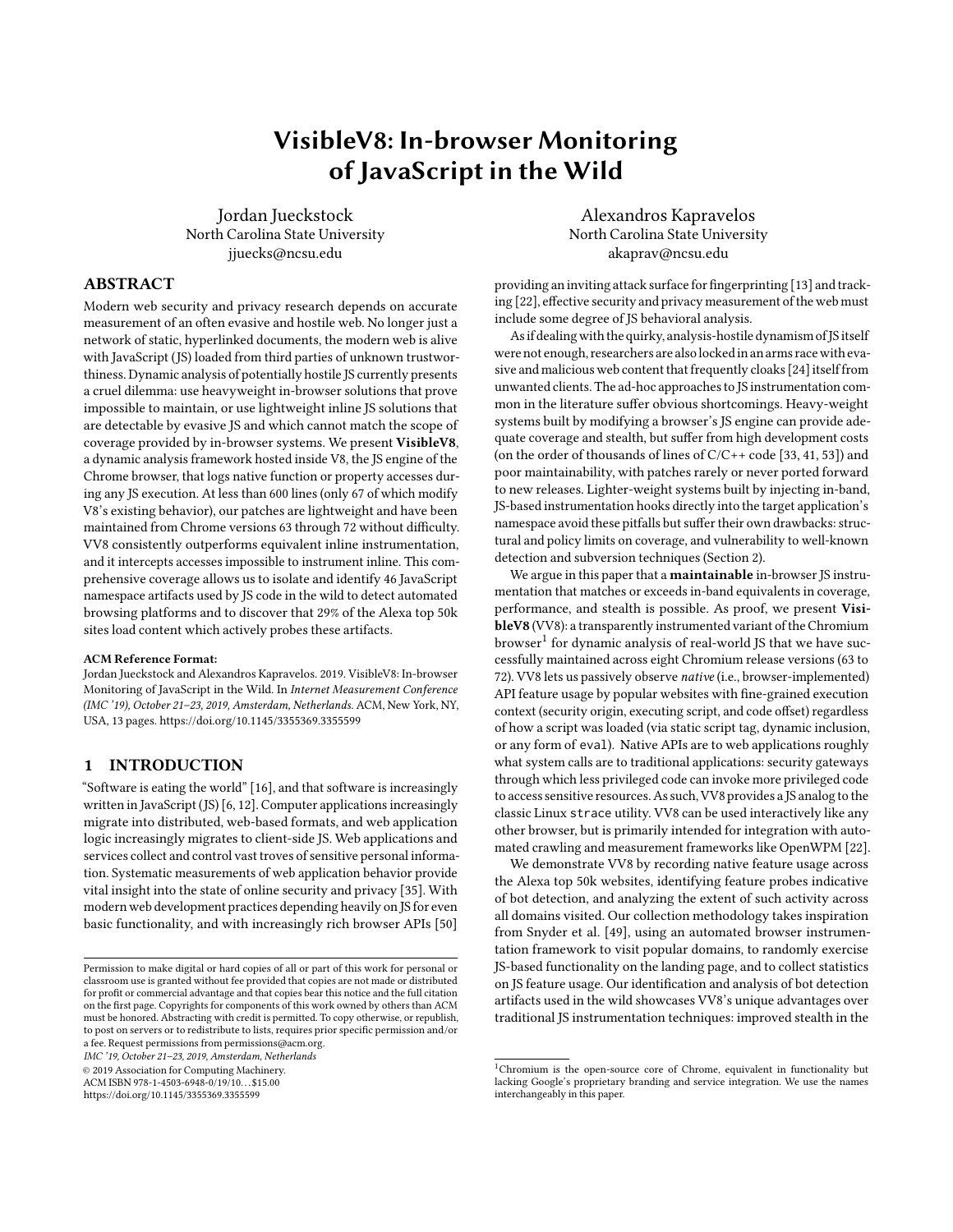# VisibleV8: In-browser Monitoring of JavaScript in the Wild

Jordan Jueckstock
North Carolina State University
jjuecks@ncsu.edu

Alexandros Kapravelos
North Carolina State University
akaprav@ncsu.edu

## ABSTRACT

Modern web security and privacy research depends on accurate measurement of an often evasive and hostile web. No longer just a network of static, hyperlinked documents, the modern web is alive with JavaScript (JS) loaded from third parties of unknown trustworthiness. Dynamic analysis of potentially hostile JS currently presents a cruel dilemma: use heavyweight in-browser solutions that prove impossible to maintain, or use lightweight inline JS solutions that are detectable by evasive JS and which cannot match the scope of coverage provided by in-browser systems. We present **VisibleV8**, a dynamic analysis framework hosted inside V8, the JS engine of the Chrome browser, that logs native function or property accesses during any JS execution. At less than 600 lines (only 67 of which modify V8's existing behavior), our patches are lightweight and have been maintained from Chrome versions 63 through 72 without difficulty. VV8 consistently outperforms equivalent inline instrumentation, and it intercepts accesses impossible to instrument inline. This comprehensive coverage allows us to isolate and identify 46 JavaScript namespace artifacts used by JS code in the wild to detect automated browsing platforms and to discover that 29% of the Alexa top 50k sites load content which actively probes these artifacts.

**ACM Reference Format:**
Jordan Jueckstock and Alexandros Kapravelos. 2019. VisibleV8: In-browser Monitoring of JavaScript in the Wild. In *Internet Measurement Conference (IMC '19), October 21–23, 2019, Amsterdam, Netherlands.* ACM, New York, NY, USA, 13 pages. https://doi.org/10.1145/3355369.3355599

## 1 INTRODUCTION

"Software is eating the world" [16], and that software is increasingly written in JavaScript (JS) [6, 12]. Computer applications increasingly migrate into distributed, web-based formats, and web application logic increasingly migrates to client-side JS. Web applications and services collect and control vast troves of sensitive personal information. Systematic measurements of web application behavior provide vital insight into the state of online security and privacy [35]. With modern web development practices depending heavily on JS for even basic functionality, and with increasingly rich browser APIs [50] providing an inviting attack surface for fingerprinting [13] and tracking [22], effective security and privacy measurement of the web must include some degree of JS behavioral analysis.

As if dealing with the quirky, analysis-hostile dynamism of JS itself were not enough, researchers are also locked in an arms race with evasive and malicious web content that frequently cloaks [24] itself from unwanted clients. The ad-hoc approaches to JS instrumentation common in the literature suffer obvious shortcomings. Heavy-weight systems built by modifying a browser's JS engine can provide adequate coverage and stealth, but suffer from high development costs (on the order of thousands of lines of C/C++ code [33, 41, 53]) and poor maintainability, with patches rarely or never ported forward to new releases. Lighter-weight systems built by injecting in-band, JS-based instrumentation hooks directly into the target application's namespace avoid these pitfalls but suffer their own drawbacks: structural and policy limits on coverage, and vulnerability to well-known detection and subversion techniques (Section 2).

We argue in this paper that a **maintainable** in-browser JS instrumentation that matches or exceeds in-band equivalents in coverage, performance, and stealth is possible. As proof, we present **VisibleV8** (VV8): a transparently instrumented variant of the Chromium browser[1] for dynamic analysis of real-world JS that we have successfully maintained across eight Chromium release versions (63 to 72). VV8 lets us passively observe *native* (i.e., browser-implemented) API feature usage by popular websites with fine-grained execution context (security origin, executing script, and code offset) regardless of how a script was loaded (via static script tag, dynamic inclusion, or any form of `eval`). Native APIs are to web applications roughly what system calls are to traditional applications: security gateways through which less privileged code can invoke more privileged code to access sensitive resources. As such, VV8 provides a JS analog to the classic Linux `strace` utility. VV8 can be used interactively like any other browser, but is primarily intended for integration with automated crawling and measurement frameworks like OpenWPM [22].

We demonstrate VV8 by recording native feature usage across the Alexa top 50k websites, identifying feature probes indicative of bot detection, and analyzing the extent of such activity across all domains visited. Our collection methodology takes inspiration from Snyder et al. [49], using an automated browser instrumentation framework to visit popular domains, to randomly exercise JS-based functionality on the landing page, and to collect statistics on JS feature usage. Our identification and analysis of bot detection artifacts used in the wild showcases VV8's unique advantages over traditional JS instrumentation techniques: improved stealth in the

Permission to make digital or hard copies of all or part of this work for personal or classroom use is granted without fee provided that copies are not made or distributed for profit or commercial advantage and that copies bear this notice and the full citation on the first page. Copyrights for components of this work owned by others than ACM must be honored. Abstracting with credit is permitted. To copy otherwise, or republish, to post on servers or to redistribute to lists, requires prior specific permission and/or a fee. Request permissions from permissions@acm.org.
*IMC '19, October 21–23, 2019, Amsterdam, Netherlands*
© 2019 Association for Computing Machinery.
ACM ISBN 978-1-4503-6948-0/19/10...$15.00
https://doi.org/10.1145/3355369.3355599

[1] Chromium is the open-source core of Chrome, equivalent in functionality but lacking Google's proprietary branding and service integration. We use the names interchangeably in this paper.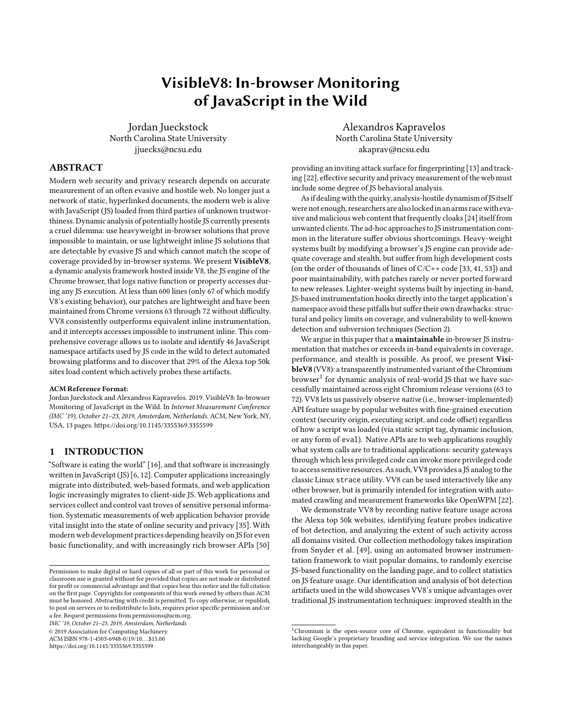# VisibleV8: In-browser Monitoring of JavaScript in the Wild

Jordan Jueckstock
North Carolina State University
jjuecks@ncsu.edu

Alexandros Kapravelos
North Carolina State University
akaprav@ncsu.edu

## ABSTRACT

Modern web security and privacy research depends on accurate measurement of an often evasive and hostile web. No longer just a network of static, hyperlinked documents, the modern web is alive with JavaScript (JS) loaded from third parties of unknown trustworthiness. Dynamic analysis of potentially hostile JS currently presents a cruel dilemma: use heavyweight in-browser solutions that prove impossible to maintain, or use lightweight inline JS solutions that are detectable by evasive JS and which cannot match the scope of coverage provided by in-browser systems. We present **VisibleV8**, a dynamic analysis framework hosted inside V8, the JS engine of the Chrome browser, that logs native function or property accesses during any JS execution. At less than 600 lines (only 67 of which modify V8's existing behavior), our patches are lightweight and have been maintained from Chrome versions 63 through 72 without difficulty. VV8 consistently outperforms equivalent inline instrumentation, and it intercepts accesses impossible to instrument inline. This comprehensive coverage allows us to isolate and identify 46 JavaScript namespace artifacts used by JS code in the wild to detect automated browsing platforms and to discover that 29% of the Alexa top 50k sites load content which actively probes these artifacts.

**ACM Reference Format:**
Jordan Jueckstock and Alexandros Kapravelos. 2019. VisibleV8: In-browser Monitoring of JavaScript in the Wild. In *Internet Measurement Conference (IMC '19), October 21–23, 2019, Amsterdam, Netherlands.* ACM, New York, NY, USA, 13 pages. https://doi.org/10.1145/3355369.3355599

## 1 INTRODUCTION

"Software is eating the world" [16], and that software is increasingly written in JavaScript (JS) [6, 12]. Computer applications increasingly migrate into distributed, web-based formats, and web application logic increasingly migrates to client-side JS. Web applications and services collect and control vast troves of sensitive personal information. Systematic measurements of web application behavior provide vital insight into the state of online security and privacy [35]. With modern web development practices depending heavily on JS for even basic functionality, and with increasingly rich browser APIs [50] providing an inviting attack surface for fingerprinting [13] and tracking [22], effective security and privacy measurement of the web must include some degree of JS behavioral analysis.

As if dealing with the quirky, analysis-hostile dynamism of JS itself were not enough, researchers are also locked in an arms race with evasive and malicious web content that frequently cloaks [24] itself from unwanted clients. The ad-hoc approaches to JS instrumentation common in the literature suffer obvious shortcomings. Heavy-weight systems built by modifying a browser's JS engine can provide adequate coverage and stealth, but suffer from high development costs (on the order of thousands of lines of C/C++ code [33, 41, 53]) and poor maintainability, with patches rarely or never ported forward to new releases. Lighter-weight systems built by injecting in-band, JS-based instrumentation hooks directly into the target application's namespace avoid these pitfalls but suffer their own drawbacks: structural and policy limits on coverage, and vulnerability to well-known detection and subversion techniques (Section 2).

We argue in this paper that a **maintainable** in-browser JS instrumentation that matches or exceeds in-band equivalents in coverage, performance, and stealth is possible. As proof, we present **VisibleV8** (VV8): a transparently instrumented variant of the Chromium browser[1] for dynamic analysis of real-world JS that we have successfully maintained across eight Chromium release versions (63 to 72). VV8 lets us passively observe *native* (i.e., browser-implemented) API feature usage by popular websites with fine-grained execution context (security origin, executing script, and code offset) regardless of how a script was loaded (via static script tag, dynamic inclusion, or any form of eval). Native APIs are to web applications roughly what system calls are to traditional applications: security gateways through which less privileged code can invoke more privileged code to access sensitive resources. As such, VV8 provides a JS analog to the classic Linux `strace` utility. VV8 can be used interactively like any other browser, but is primarily intended for integration with automated crawling and measurement frameworks like OpenWPM [22].

We demonstrate VV8 by recording native feature usage across the Alexa top 50k websites, identifying feature probes indicative of bot detection, and analyzing the extent of such activity across all domains visited. Our collection methodology takes inspiration from Snyder et al. [49], using an automated browser instrumentation framework to visit popular domains, to randomly exercise JS-based functionality on the landing page, and to collect statistics on JS feature usage. Our identification and analysis of bot detection artifacts used in the wild showcases VV8's unique advantages over traditional JS instrumentation techniques: improved stealth in the

Permission to make digital or hard copies of all or part of this work for personal or classroom use is granted without fee provided that copies are not made or distributed for profit or commercial advantage and that copies bear this notice and the full citation on the first page. Copyrights for components of this work owned by others than ACM must be honored. Abstracting with credit is permitted. To copy otherwise, or republish, to post on servers or to redistribute to lists, requires prior specific permission and/or a fee. Request permissions from permissions@acm.org.
*IMC '19, October 21–23, 2019, Amsterdam, Netherlands*
© 2019 Association for Computing Machinery.
ACM ISBN 978-1-4503-6948-0/19/10...$15.00
https://doi.org/10.1145/3355369.3355599

[1] Chromium is the open-source core of Chrome, equivalent in functionality but lacking Google's proprietary branding and service integration. We use the names interchangeably in this paper.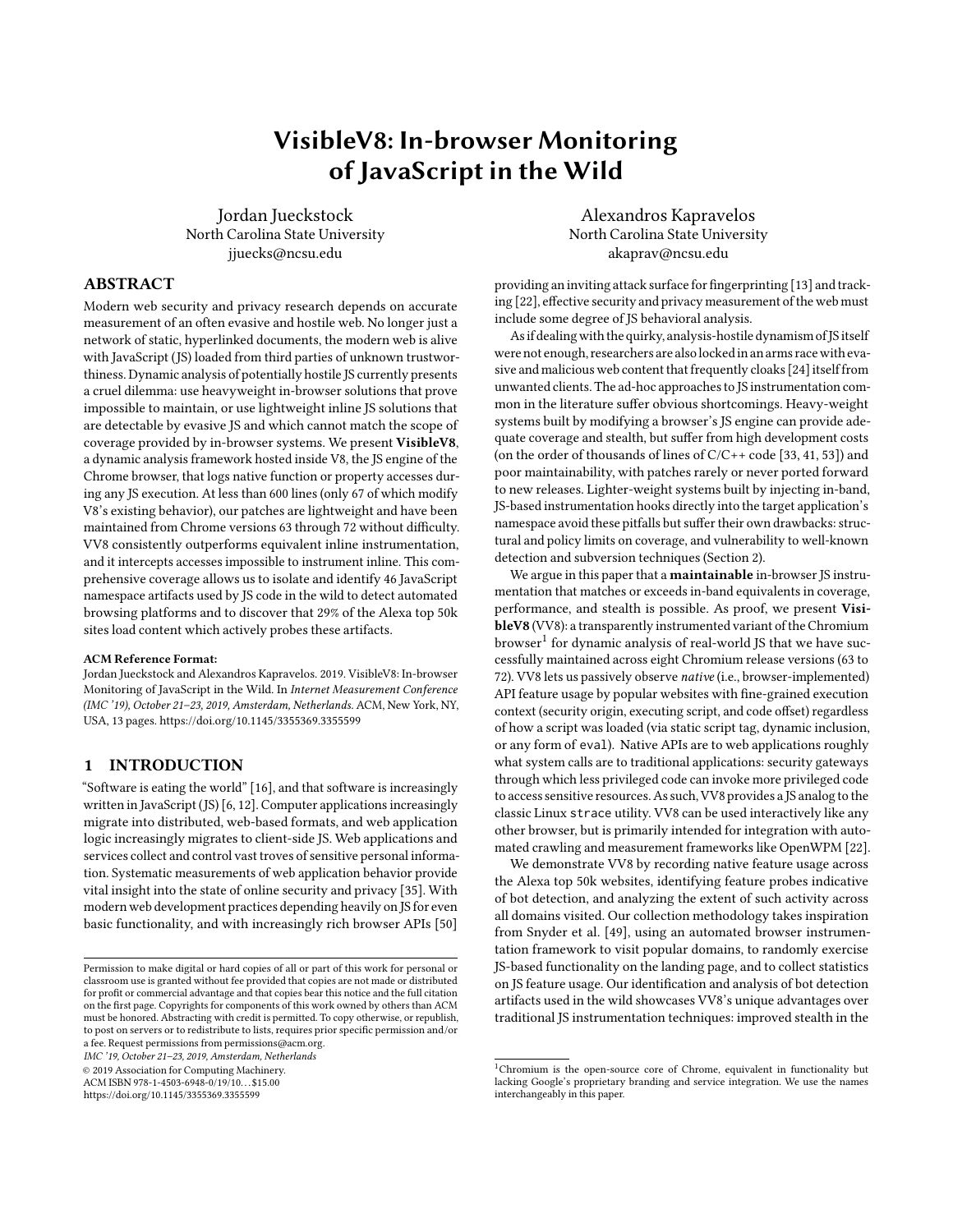# VisibleV8: In-browser Monitoring of JavaScript in the Wild

Jordan Jueckstock
North Carolina State University
jjuecks@ncsu.edu

Alexandros Kapravelos
North Carolina State University
akaprav@ncsu.edu

## ABSTRACT

Modern web security and privacy research depends on accurate measurement of an often evasive and hostile web. No longer just a network of static, hyperlinked documents, the modern web is alive with JavaScript (JS) loaded from third parties of unknown trustworthiness. Dynamic analysis of potentially hostile JS currently presents a cruel dilemma: use heavyweight in-browser solutions that prove impossible to maintain, or use lightweight inline JS solutions that are detectable by evasive JS and which cannot match the scope of coverage provided by in-browser systems. We present **VisibleV8**, a dynamic analysis framework hosted inside V8, the JS engine of the Chrome browser, that logs native function or property accesses during any JS execution. At less than 600 lines (only 67 of which modify V8's existing behavior), our patches are lightweight and have been maintained from Chrome versions 63 through 72 without difficulty. VV8 consistently outperforms equivalent inline instrumentation, and it intercepts accesses impossible to instrument inline. This comprehensive coverage allows us to isolate and identify 46 JavaScript namespace artifacts used by JS code in the wild to detect automated browsing platforms and to discover that 29% of the Alexa top 50k sites load content which actively probes these artifacts.

**ACM Reference Format:**
Jordan Jueckstock and Alexandros Kapravelos. 2019. VisibleV8: In-browser Monitoring of JavaScript in the Wild. In *Internet Measurement Conference (IMC '19), October 21–23, 2019, Amsterdam, Netherlands.* ACM, New York, NY, USA, 13 pages. https://doi.org/10.1145/3355369.3355599

## 1 INTRODUCTION

"Software is eating the world" [16], and that software is increasingly written in JavaScript (JS) [6, 12]. Computer applications increasingly migrate into distributed, web-based formats, and web application logic increasingly migrates to client-side JS. Web applications and services collect and control vast troves of sensitive personal information. Systematic measurements of web application behavior provide vital insight into the state of online security and privacy [35]. With modern web development practices depending heavily on JS for even basic functionality, and with increasingly rich browser APIs [50] providing an inviting attack surface for fingerprinting [13] and tracking [22], effective security and privacy measurement of the web must include some degree of JS behavioral analysis.

As if dealing with the quirky, analysis-hostile dynamism of JS itself were not enough, researchers are also locked in an arms race with evasive and malicious web content that frequently cloaks [24] itself from unwanted clients. The ad-hoc approaches to JS instrumentation common in the literature suffer obvious shortcomings. Heavy-weight systems built by modifying a browser's JS engine can provide adequate coverage and stealth, but suffer from high development costs (on the order of thousands of lines of C/C++ code [33, 41, 53]) and poor maintainability, with patches rarely or never ported forward to new releases. Lighter-weight systems built by injecting in-band, JS-based instrumentation hooks directly into the target application's namespace avoid these pitfalls but suffer their own drawbacks: structural and policy limits on coverage, and vulnerability to well-known detection and subversion techniques (Section 2).

We argue in this paper that a **maintainable** in-browser JS instrumentation that matches or exceeds in-band equivalents in coverage, performance, and stealth is possible. As proof, we present **VisibleV8** (VV8): a transparently instrumented variant of the Chromium browser[1] for dynamic analysis of real-world JS that we have successfully maintained across eight Chromium release versions (63 to 72). VV8 lets us passively observe *native* (i.e., browser-implemented) API feature usage by popular websites with fine-grained execution context (security origin, executing script, and code offset) regardless of how a script was loaded (via static script tag, dynamic inclusion, or any form of `eval`). Native APIs are to web applications roughly what system calls are to traditional applications: security gateways through which less privileged code can invoke more privileged code to access sensitive resources. As such, VV8 provides a JS analog to the classic Linux `strace` utility. VV8 can be used interactively like any other browser, but is primarily intended for integration with automated crawling and measurement frameworks like OpenWPM [22].

We demonstrate VV8 by recording native feature usage across the Alexa top 50k websites, identifying feature probes indicative of bot detection, and analyzing the extent of such activity across all domains visited. Our collection methodology takes inspiration from Snyder et al. [49], using an automated browser instrumentation framework to visit popular domains, to randomly exercise JS-based functionality on the landing page, and to collect statistics on JS feature usage. Our identification and analysis of bot detection artifacts used in the wild showcases VV8's unique advantages over traditional JS instrumentation techniques: improved stealth in the

---

Permission to make digital or hard copies of all or part of this work for personal or classroom use is granted without fee provided that copies are not made or distributed for profit or commercial advantage and that copies bear this notice and the full citation on the first page. Copyrights for components of this work owned by others than ACM must be honored. Abstracting with credit is permitted. To copy otherwise, or republish, to post on servers or to redistribute to lists, requires prior specific permission and/or a fee. Request permissions from permissions@acm.org.
*IMC '19, October 21–23, 2019, Amsterdam, Netherlands*
© 2019 Association for Computing Machinery.
ACM ISBN 978-1-4503-6948-0/19/10...$15.00
https://doi.org/10.1145/3355369.3355599

[1] Chromium is the open-source core of Chrome, equivalent in functionality but lacking Google's proprietary branding and service integration. We use the names interchangeably in this paper.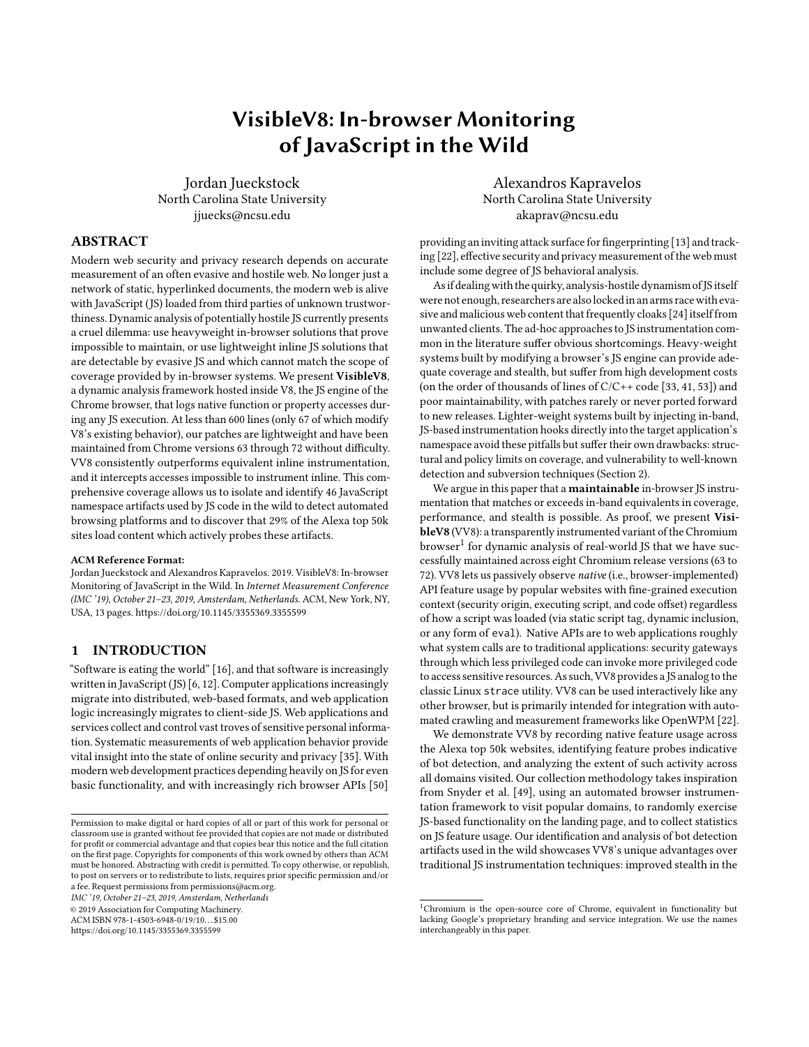# VisibleV8: In-browser Monitoring of JavaScript in the Wild

Jordan Jueckstock
North Carolina State University
jjuecks@ncsu.edu

Alexandros Kapravelos
North Carolina State University
akaprav@ncsu.edu

## ABSTRACT

Modern web security and privacy research depends on accurate measurement of an often evasive and hostile web. No longer just a network of static, hyperlinked documents, the modern web is alive with JavaScript (JS) loaded from third parties of unknown trustworthiness. Dynamic analysis of potentially hostile JS currently presents a cruel dilemma: use heavyweight in-browser solutions that prove impossible to maintain, or use lightweight inline JS solutions that are detectable by evasive JS and which cannot match the scope of coverage provided by in-browser systems. We present **VisibleV8**, a dynamic analysis framework hosted inside V8, the JS engine of the Chrome browser, that logs native function or property accesses during any JS execution. At less than 600 lines (only 67 of which modify V8's existing behavior), our patches are lightweight and have been maintained from Chrome versions 63 through 72 without difficulty. VV8 consistently outperforms equivalent inline instrumentation, and it intercepts accesses impossible to instrument inline. This comprehensive coverage allows us to isolate and identify 46 JavaScript namespace artifacts used by JS code in the wild to detect automated browsing platforms and to discover that 29% of the Alexa top 50k sites load content which actively probes these artifacts.

**ACM Reference Format:**
Jordan Jueckstock and Alexandros Kapravelos. 2019. VisibleV8: In-browser Monitoring of JavaScript in the Wild. In *Internet Measurement Conference (IMC '19), October 21–23, 2019, Amsterdam, Netherlands.* ACM, New York, NY, USA, 13 pages. https://doi.org/10.1145/3355369.3355599

## 1 INTRODUCTION

"Software is eating the world" [16], and that software is increasingly written in JavaScript (JS) [6, 12]. Computer applications increasingly migrate into distributed, web-based formats, and web application logic increasingly migrates to client-side JS. Web applications and services collect and control vast troves of sensitive personal information. Systematic measurements of web application behavior provide vital insight into the state of online security and privacy [35]. With modern web development practices depending heavily on JS for even basic functionality, and with increasingly rich browser APIs [50] providing an inviting attack surface for fingerprinting [13] and tracking [22], effective security and privacy measurement of the web must include some degree of JS behavioral analysis.

As if dealing with the quirky, analysis-hostile dynamism of JS itself were not enough, researchers are also locked in an arms race with evasive and malicious web content that frequently cloaks [24] itself from unwanted clients. The ad-hoc approaches to JS instrumentation common in the literature suffer obvious shortcomings. Heavy-weight systems built by modifying a browser's JS engine can provide adequate coverage and stealth, but suffer from high development costs (on the order of thousands of lines of C/C++ code [33, 41, 53]) and poor maintainability, with patches rarely or never ported forward to new releases. Lighter-weight systems built by injecting in-band, JS-based instrumentation hooks directly into the target application's namespace avoid these pitfalls but suffer their own drawbacks: structural and policy limits on coverage, and vulnerability to well-known detection and subversion techniques (Section 2).

We argue in this paper that a **maintainable** in-browser JS instrumentation that matches or exceeds in-band equivalents in coverage, performance, and stealth is possible. As proof, we present **VisibleV8** (VV8): a transparently instrumented variant of the Chromium browser[1] for dynamic analysis of real-world JS that we have successfully maintained across eight Chromium release versions (63 to 72). VV8 lets us passively observe *native* (i.e., browser-implemented) API feature usage by popular websites with fine-grained execution context (security origin, executing script, and code offset) regardless of how a script was loaded (via static script tag, dynamic inclusion, or any form of eval). Native APIs are to web applications roughly what system calls are to traditional applications: security gateways through which less privileged code can invoke more privileged code to access sensitive resources. As such, VV8 provides a JS analog to the classic Linux `strace` utility. VV8 can be used interactively like any other browser, but is primarily intended for integration with automated crawling and measurement frameworks like OpenWPM [22].

We demonstrate VV8 by recording native feature usage across the Alexa top 50k websites, identifying feature probes indicative of bot detection, and analyzing the extent of such activity across all domains visited. Our collection methodology takes inspiration from Snyder et al. [49], using an automated browser instrumentation framework to visit popular domains, to randomly exercise JS-based functionality on the landing page, and to collect statistics on JS feature usage. Our identification and analysis of bot detection artifacts used in the wild showcases VV8's unique advantages over traditional JS instrumentation techniques: improved stealth in the

---

Permission to make digital or hard copies of all or part of this work for personal or classroom use is granted without fee provided that copies are not made or distributed for profit or commercial advantage and that copies bear this notice and the full citation on the first page. Copyrights for components of this work owned by others than ACM must be honored. Abstracting with credit is permitted. To copy otherwise, or republish, to post on servers or to redistribute to lists, requires prior specific permission and/or a fee. Request permissions from permissions@acm.org.
*IMC '19, October 21–23, 2019, Amsterdam, Netherlands*
© 2019 Association for Computing Machinery.
ACM ISBN 978-1-4503-6948-0/19/10...$15.00
https://doi.org/10.1145/3355369.3355599

[1] Chromium is the open-source core of Chrome, equivalent in functionality but lacking Google's proprietary branding and service integration. We use the names interchangeably in this paper.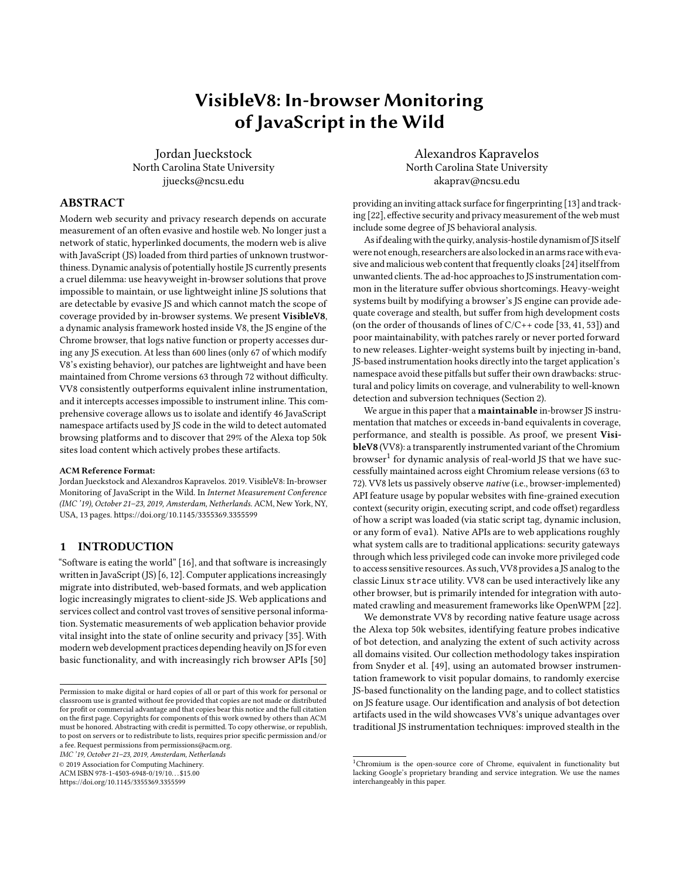# VisibleV8: In-browser Monitoring of JavaScript in the Wild

Jordan Jueckstock
North Carolina State University
jjuecks@ncsu.edu

Alexandros Kapravelos
North Carolina State University
akaprav@ncsu.edu

## ABSTRACT

Modern web security and privacy research depends on accurate measurement of an often evasive and hostile web. No longer just a network of static, hyperlinked documents, the modern web is alive with JavaScript (JS) loaded from third parties of unknown trustworthiness. Dynamic analysis of potentially hostile JS currently presents a cruel dilemma: use heavyweight in-browser solutions that prove impossible to maintain, or use lightweight inline JS solutions that are detectable by evasive JS and which cannot match the scope of coverage provided by in-browser systems. We present **VisibleV8**, a dynamic analysis framework hosted inside V8, the JS engine of the Chrome browser, that logs native function or property accesses during any JS execution. At less than 600 lines (only 67 of which modify V8's existing behavior), our patches are lightweight and have been maintained from Chrome versions 63 through 72 without difficulty. VV8 consistently outperforms equivalent inline instrumentation, and it intercepts accesses impossible to instrument inline. This comprehensive coverage allows us to isolate and identify 46 JavaScript namespace artifacts used by JS code in the wild to detect automated browsing platforms and to discover that 29% of the Alexa top 50k sites load content which actively probes these artifacts.

**ACM Reference Format:**
Jordan Jueckstock and Alexandros Kapravelos. 2019. VisibleV8: In-browser Monitoring of JavaScript in the Wild. In *Internet Measurement Conference (IMC '19), October 21–23, 2019, Amsterdam, Netherlands.* ACM, New York, NY, USA, 13 pages. https://doi.org/10.1145/3355369.3355599

## 1 INTRODUCTION

"Software is eating the world" [16], and that software is increasingly written in JavaScript (JS) [6, 12]. Computer applications increasingly migrate into distributed, web-based formats, and web application logic increasingly migrates to client-side JS. Web applications and services collect and control vast troves of sensitive personal information. Systematic measurements of web application behavior provide vital insight into the state of online security and privacy [35]. With modern web development practices depending heavily on JS for even basic functionality, and with increasingly rich browser APIs [50] providing an inviting attack surface for fingerprinting [13] and tracking [22], effective security and privacy measurement of the web must include some degree of JS behavioral analysis.

As if dealing with the quirky, analysis-hostile dynamism of JS itself were not enough, researchers are also locked in an arms race with evasive and malicious web content that frequently cloaks [24] itself from unwanted clients. The ad-hoc approaches to JS instrumentation common in the literature suffer obvious shortcomings. Heavy-weight systems built by modifying a browser's JS engine can provide adequate coverage and stealth, but suffer from high development costs (on the order of thousands of lines of C/C++ code [33, 41, 53]) and poor maintainability, with patches rarely or never ported forward to new releases. Lighter-weight systems built by injecting in-band, JS-based instrumentation hooks directly into the target application's namespace avoid these pitfalls but suffer their own drawbacks: structural and policy limits on coverage, and vulnerability to well-known detection and subversion techniques (Section 2).

We argue in this paper that a **maintainable** in-browser JS instrumentation that matches or exceeds in-band equivalents in coverage, performance, and stealth is possible. As proof, we present **VisibleV8** (VV8): a transparently instrumented variant of the Chromium browser[1] for dynamic analysis of real-world JS that we have successfully maintained across eight Chromium release versions (63 to 72). VV8 lets us passively observe *native* (i.e., browser-implemented) API feature usage by popular websites with fine-grained execution context (security origin, executing script, and code offset) regardless of how a script was loaded (via static script tag, dynamic inclusion, or any form of `eval`). Native APIs are to web applications roughly what system calls are to traditional applications: security gateways through which less privileged code can invoke more privileged code to access sensitive resources. As such, VV8 provides a JS analog to the classic Linux `strace` utility. VV8 can be used interactively like any other browser, but is primarily intended for integration with automated crawling and measurement frameworks like OpenWPM [22].

We demonstrate VV8 by recording native feature usage across the Alexa top 50k websites, identifying feature probes indicative of bot detection, and analyzing the extent of such activity across all domains visited. Our collection methodology takes inspiration from Snyder et al. [49], using an automated browser instrumentation framework to visit popular domains, to randomly exercise JS-based functionality on the landing page, and to collect statistics on JS feature usage. Our identification and analysis of bot detection artifacts used in the wild showcases VV8's unique advantages over traditional JS instrumentation techniques: improved stealth in the

---

Permission to make digital or hard copies of all or part of this work for personal or classroom use is granted without fee provided that copies are not made or distributed for profit or commercial advantage and that copies bear this notice and the full citation on the first page. Copyrights for components of this work owned by others than ACM must be honored. Abstracting with credit is permitted. To copy otherwise, or republish, to post on servers or to redistribute to lists, requires prior specific permission and/or a fee. Request permissions from permissions@acm.org.
*IMC '19, October 21–23, 2019, Amsterdam, Netherlands*
© 2019 Association for Computing Machinery.
ACM ISBN 978-1-4503-6948-0/19/10...$15.00
https://doi.org/10.1145/3355369.3355599

[1] Chromium is the open-source core of Chrome, equivalent in functionality but lacking Google's proprietary branding and service integration. We use the names interchangeably in this paper.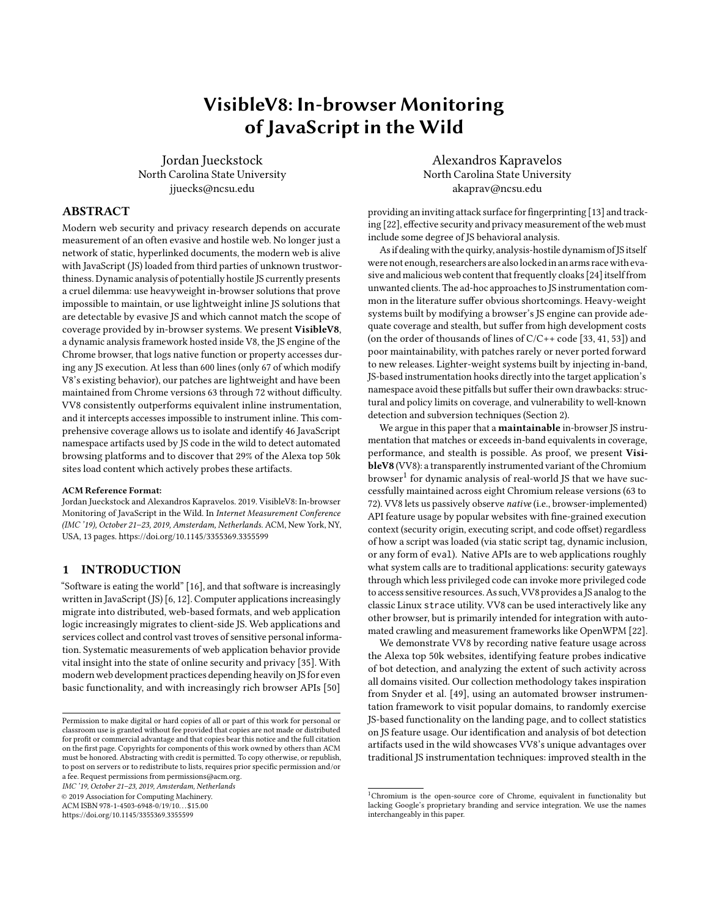# VisibleV8: In-browser Monitoring of JavaScript in the Wild

Jordan Jueckstock
North Carolina State University
jjuecks@ncsu.edu

Alexandros Kapravelos
North Carolina State University
akaprav@ncsu.edu

## ABSTRACT

Modern web security and privacy research depends on accurate measurement of an often evasive and hostile web. No longer just a network of static, hyperlinked documents, the modern web is alive with JavaScript (JS) loaded from third parties of unknown trustworthiness. Dynamic analysis of potentially hostile JS currently presents a cruel dilemma: use heavyweight in-browser solutions that prove impossible to maintain, or use lightweight inline JS solutions that are detectable by evasive JS and which cannot match the scope of coverage provided by in-browser systems. We present **VisibleV8**, a dynamic analysis framework hosted inside V8, the JS engine of the Chrome browser, that logs native function or property accesses during any JS execution. At less than 600 lines (only 67 of which modify V8's existing behavior), our patches are lightweight and have been maintained from Chrome versions 63 through 72 without difficulty. VV8 consistently outperforms equivalent inline instrumentation, and it intercepts accesses impossible to instrument inline. This comprehensive coverage allows us to isolate and identify 46 JavaScript namespace artifacts used by JS code in the wild to detect automated browsing platforms and to discover that 29% of the Alexa top 50k sites load content which actively probes these artifacts.

**ACM Reference Format:**
Jordan Jueckstock and Alexandros Kapravelos. 2019. VisibleV8: In-browser Monitoring of JavaScript in the Wild. In *Internet Measurement Conference (IMC '19), October 21–23, 2019, Amsterdam, Netherlands.* ACM, New York, NY, USA, 13 pages. https://doi.org/10.1145/3355369.3355599

## 1 INTRODUCTION

"Software is eating the world" [16], and that software is increasingly written in JavaScript (JS) [6, 12]. Computer applications increasingly migrate into distributed, web-based formats, and web application logic increasingly migrates to client-side JS. Web applications and services collect and control vast troves of sensitive personal information. Systematic measurements of web application behavior provide vital insight into the state of online security and privacy [35]. With modern web development practices depending heavily on JS for even basic functionality, and with increasingly rich browser APIs [50] providing an inviting attack surface for fingerprinting [13] and tracking [22], effective security and privacy measurement of the web must include some degree of JS behavioral analysis.

As if dealing with the quirky, analysis-hostile dynamism of JS itself were not enough, researchers are also locked in an arms race with evasive and malicious web content that frequently cloaks [24] itself from unwanted clients. The ad-hoc approaches to JS instrumentation common in the literature suffer obvious shortcomings. Heavy-weight systems built by modifying a browser's JS engine can provide adequate coverage and stealth, but suffer from high development costs (on the order of thousands of lines of C/C++ code [33, 41, 53]) and poor maintainability, with patches rarely or never ported forward to new releases. Lighter-weight systems built by injecting in-band, JS-based instrumentation hooks directly into the target application's namespace avoid these pitfalls but suffer their own drawbacks: structural and policy limits on coverage, and vulnerability to well-known detection and subversion techniques (Section 2).

We argue in this paper that a **maintainable** in-browser JS instrumentation that matches or exceeds in-band equivalents in coverage, performance, and stealth is possible. As proof, we present **VisibleV8** (VV8): a transparently instrumented variant of the Chromium browser[1] for dynamic analysis of real-world JS that we have successfully maintained across eight Chromium release versions (63 to 72). VV8 lets us passively observe *native* (i.e., browser-implemented) API feature usage by popular websites with fine-grained execution context (security origin, executing script, and code offset) regardless of how a script was loaded (via static script tag, dynamic inclusion, or any form of `eval`). Native APIs are to web applications roughly what system calls are to traditional applications: security gateways through which less privileged code can invoke more privileged code to access sensitive resources. As such, VV8 provides a JS analog to the classic Linux `strace` utility. VV8 can be used interactively like any other browser, but is primarily intended for integration with automated crawling and measurement frameworks like OpenWPM [22].

We demonstrate VV8 by recording native feature usage across the Alexa top 50k websites, identifying feature probes indicative of bot detection, and analyzing the extent of such activity across all domains visited. Our collection methodology takes inspiration from Snyder et al. [49], using an automated browser instrumentation framework to visit popular domains, to randomly exercise JS-based functionality on the landing page, and to collect statistics on JS feature usage. Our identification and analysis of bot detection artifacts used in the wild showcases VV8's unique advantages over traditional JS instrumentation techniques: improved stealth in the

Permission to make digital or hard copies of all or part of this work for personal or classroom use is granted without fee provided that copies are not made or distributed for profit or commercial advantage and that copies bear this notice and the full citation on the first page. Copyrights for components of this work owned by others than ACM must be honored. Abstracting with credit is permitted. To copy otherwise, or republish, to post on servers or to redistribute to lists, requires prior specific permission and/or a fee. Request permissions from permissions@acm.org.
*IMC '19, October 21–23, 2019, Amsterdam, Netherlands*
© 2019 Association for Computing Machinery.
ACM ISBN 978-1-4503-6948-0/19/10...$15.00
https://doi.org/10.1145/3355369.3355599

[1] Chromium is the open-source core of Chrome, equivalent in functionality but lacking Google's proprietary branding and service integration. We use the names interchangeably in this paper.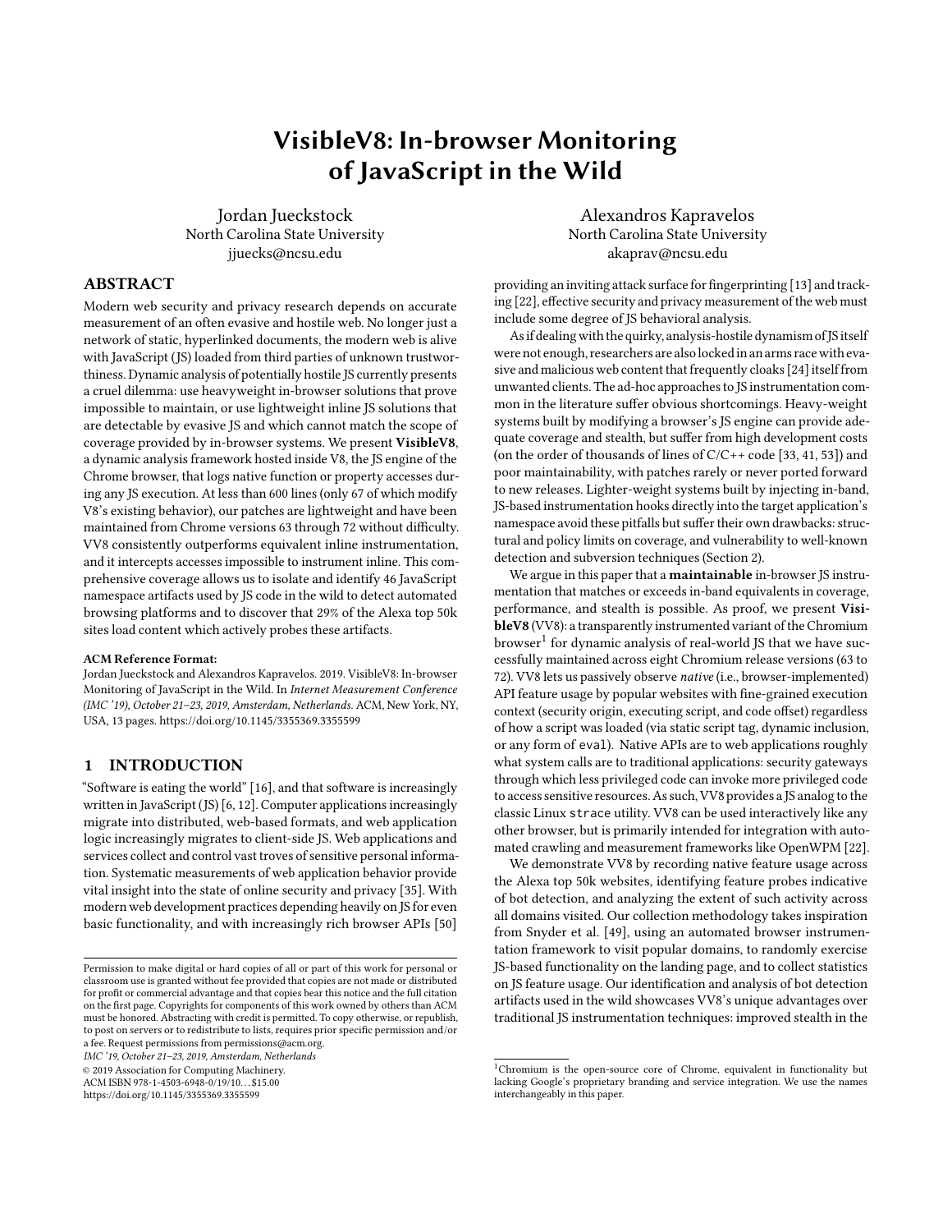# VisibleV8: In-browser Monitoring of JavaScript in the Wild

Jordan Jueckstock
North Carolina State University
jjuecks@ncsu.edu

Alexandros Kapravelos
North Carolina State University
akaprav@ncsu.edu

## ABSTRACT

Modern web security and privacy research depends on accurate measurement of an often evasive and hostile web. No longer just a network of static, hyperlinked documents, the modern web is alive with JavaScript (JS) loaded from third parties of unknown trustworthiness. Dynamic analysis of potentially hostile JS currently presents a cruel dilemma: use heavyweight in-browser solutions that prove impossible to maintain, or use lightweight inline JS solutions that are detectable by evasive JS and which cannot match the scope of coverage provided by in-browser systems. We present **VisibleV8**, a dynamic analysis framework hosted inside V8, the JS engine of the Chrome browser, that logs native function or property accesses during any JS execution. At less than 600 lines (only 67 of which modify V8's existing behavior), our patches are lightweight and have been maintained from Chrome versions 63 through 72 without difficulty. VV8 consistently outperforms equivalent inline instrumentation, and it intercepts accesses impossible to instrument inline. This comprehensive coverage allows us to isolate and identify 46 JavaScript namespace artifacts used by JS code in the wild to detect automated browsing platforms and to discover that 29% of the Alexa top 50k sites load content which actively probes these artifacts.

**ACM Reference Format:**
Jordan Jueckstock and Alexandros Kapravelos. 2019. VisibleV8: In-browser Monitoring of JavaScript in the Wild. In *Internet Measurement Conference (IMC '19), October 21–23, 2019, Amsterdam, Netherlands.* ACM, New York, NY, USA, 13 pages. https://doi.org/10.1145/3355369.3355599

## 1 INTRODUCTION

"Software is eating the world" [16], and that software is increasingly written in JavaScript (JS) [6, 12]. Computer applications increasingly migrate into distributed, web-based formats, and web application logic increasingly migrates to client-side JS. Web applications and services collect and control vast troves of sensitive personal information. Systematic measurements of web application behavior provide vital insight into the state of online security and privacy [35]. With modern web development practices depending heavily on JS for even basic functionality, and with increasingly rich browser APIs [50] providing an inviting attack surface for fingerprinting [13] and tracking [22], effective security and privacy measurement of the web must include some degree of JS behavioral analysis.

As if dealing with the quirky, analysis-hostile dynamism of JS itself were not enough, researchers are also locked in an arms race with evasive and malicious web content that frequently cloaks [24] itself from unwanted clients. The ad-hoc approaches to JS instrumentation common in the literature suffer obvious shortcomings. Heavy-weight systems built by modifying a browser's JS engine can provide adequate coverage and stealth, but suffer from high development costs (on the order of thousands of lines of C/C++ code [33, 41, 53]) and poor maintainability, with patches rarely or never ported forward to new releases. Lighter-weight systems built by injecting in-band, JS-based instrumentation hooks directly into the target application's namespace avoid these pitfalls but suffer their own drawbacks: structural and policy limits on coverage, and vulnerability to well-known detection and subversion techniques (Section 2).

We argue in this paper that a **maintainable** in-browser JS instrumentation that matches or exceeds in-band equivalents in coverage, performance, and stealth is possible. As proof, we present **VisibleV8** (VV8): a transparently instrumented variant of the Chromium browser[1] for dynamic analysis of real-world JS that we have successfully maintained across eight Chromium release versions (63 to 72). VV8 lets us passively observe *native* (i.e., browser-implemented) API feature usage by popular websites with fine-grained execution context (security origin, executing script, and code offset) regardless of how a script was loaded (via static script tag, dynamic inclusion, or any form of eval). Native APIs are to web applications roughly what system calls are to traditional applications: security gateways through which less privileged code can invoke more privileged code to access sensitive resources. As such, VV8 provides a JS analog to the classic Linux `strace` utility. VV8 can be used interactively like any other browser, but is primarily intended for integration with automated crawling and measurement frameworks like OpenWPM [22].

We demonstrate VV8 by recording native feature usage across the Alexa top 50k websites, identifying feature probes indicative of bot detection, and analyzing the extent of such activity across all domains visited. Our collection methodology takes inspiration from Snyder et al. [49], using an automated browser instrumentation framework to visit popular domains, to randomly exercise JS-based functionality on the landing page, and to collect statistics on JS feature usage. Our identification and analysis of bot detection artifacts used in the wild showcases VV8's unique advantages over traditional JS instrumentation techniques: improved stealth in the

Permission to make digital or hard copies of all or part of this work for personal or classroom use is granted without fee provided that copies are not made or distributed for profit or commercial advantage and that copies bear this notice and the full citation on the first page. Copyrights for components of this work owned by others than ACM must be honored. Abstracting with credit is permitted. To copy otherwise, or republish, to post on servers or to redistribute to lists, requires prior specific permission and/or a fee. Request permissions from permissions@acm.org.
*IMC '19, October 21–23, 2019, Amsterdam, Netherlands*
© 2019 Association for Computing Machinery.
ACM ISBN 978-1-4503-6948-0/19/10...$15.00
https://doi.org/10.1145/3355369.3355599

[1] Chromium is the open-source core of Chrome, equivalent in functionality but lacking Google's proprietary branding and service integration. We use the names interchangeably in this paper.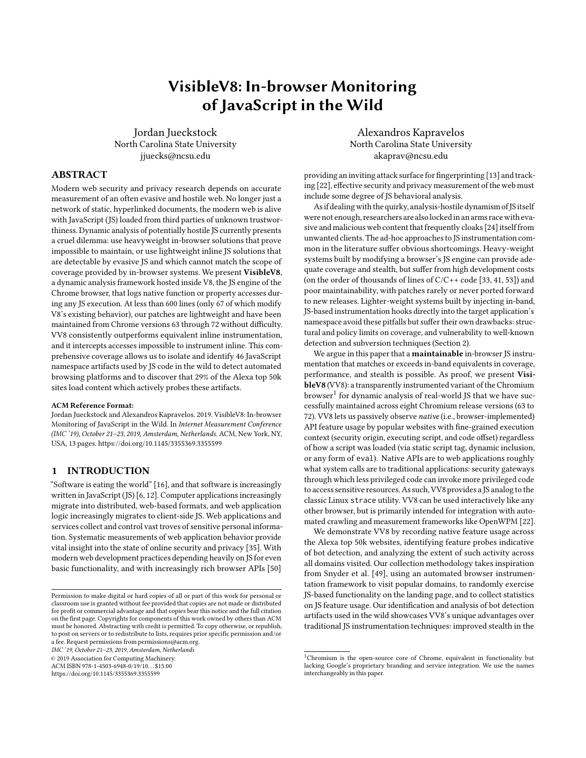# VisibleV8: In-browser Monitoring of JavaScript in the Wild

Jordan Jueckstock
North Carolina State University
jjuecks@ncsu.edu

Alexandros Kapravelos
North Carolina State University
akaprav@ncsu.edu

## ABSTRACT

Modern web security and privacy research depends on accurate measurement of an often evasive and hostile web. No longer just a network of static, hyperlinked documents, the modern web is alive with JavaScript (JS) loaded from third parties of unknown trustworthiness. Dynamic analysis of potentially hostile JS currently presents a cruel dilemma: use heavyweight in-browser solutions that prove impossible to maintain, or use lightweight inline JS solutions that are detectable by evasive JS and which cannot match the scope of coverage provided by in-browser systems. We present **VisibleV8**, a dynamic analysis framework hosted inside V8, the JS engine of the Chrome browser, that logs native function or property accesses during any JS execution. At less than 600 lines (only 67 of which modify V8's existing behavior), our patches are lightweight and have been maintained from Chrome versions 63 through 72 without difficulty. VV8 consistently outperforms equivalent inline instrumentation, and it intercepts accesses impossible to instrument inline. This comprehensive coverage allows us to isolate and identify 46 JavaScript namespace artifacts used by JS code in the wild to detect automated browsing platforms and to discover that 29% of the Alexa top 50k sites load content which actively probes these artifacts.

**ACM Reference Format:**
Jordan Jueckstock and Alexandros Kapravelos. 2019. VisibleV8: In-browser Monitoring of JavaScript in the Wild. In *Internet Measurement Conference (IMC '19), October 21–23, 2019, Amsterdam, Netherlands.* ACM, New York, NY, USA, 13 pages. https://doi.org/10.1145/3355369.3355599

## 1 INTRODUCTION

"Software is eating the world" [16], and that software is increasingly written in JavaScript (JS) [6, 12]. Computer applications increasingly migrate into distributed, web-based formats, and web application logic increasingly migrates to client-side JS. Web applications and services collect and control vast troves of sensitive personal information. Systematic measurements of web application behavior provide vital insight into the state of online security and privacy [35]. With modern web development practices depending heavily on JS for even basic functionality, and with increasingly rich browser APIs [50] providing an inviting attack surface for fingerprinting [13] and tracking [22], effective security and privacy measurement of the web must include some degree of JS behavioral analysis.

As if dealing with the quirky, analysis-hostile dynamism of JS itself were not enough, researchers are also locked in an arms race with evasive and malicious web content that frequently cloaks [24] itself from unwanted clients. The ad-hoc approaches to JS instrumentation common in the literature suffer obvious shortcomings. Heavy-weight systems built by modifying a browser's JS engine can provide adequate coverage and stealth, but suffer from high development costs (on the order of thousands of lines of C/C++ code [33, 41, 53]) and poor maintainability, with patches rarely or never ported forward to new releases. Lighter-weight systems built by injecting in-band, JS-based instrumentation hooks directly into the target application's namespace avoid these pitfalls but suffer their own drawbacks: structural and policy limits on coverage, and vulnerability to well-known detection and subversion techniques (Section 2).

We argue in this paper that a **maintainable** in-browser JS instrumentation that matches or exceeds in-band equivalents in coverage, performance, and stealth is possible. As proof, we present **VisibleV8** (VV8): a transparently instrumented variant of the Chromium browser[1] for dynamic analysis of real-world JS that we have successfully maintained across eight Chromium release versions (63 to 72). VV8 lets us passively observe *native* (i.e., browser-implemented) API feature usage by popular websites with fine-grained execution context (security origin, executing script, and code offset) regardless of how a script was loaded (via static script tag, dynamic inclusion, or any form of `eval`). Native APIs are to web applications roughly what system calls are to traditional applications: security gateways through which less privileged code can invoke more privileged code to access sensitive resources. As such, VV8 provides a JS analog to the classic Linux `strace` utility. VV8 can be used interactively like any other browser, but is primarily intended for integration with automated crawling and measurement frameworks like OpenWPM [22].

We demonstrate VV8 by recording native feature usage across the Alexa top 50k websites, identifying feature probes indicative of bot detection, and analyzing the extent of such activity across all domains visited. Our collection methodology takes inspiration from Snyder et al. [49], using an automated browser instrumentation framework to visit popular domains, to randomly exercise JS-based functionality on the landing page, and to collect statistics on JS feature usage. Our identification and analysis of bot detection artifacts used in the wild showcases VV8's unique advantages over traditional JS instrumentation techniques: improved stealth in the

---

Permission to make digital or hard copies of all or part of this work for personal or classroom use is granted without fee provided that copies are not made or distributed for profit or commercial advantage and that copies bear this notice and the full citation on the first page. Copyrights for components of this work owned by others than ACM must be honored. Abstracting with credit is permitted. To copy otherwise, or republish, to post on servers or to redistribute to lists, requires prior specific permission and/or a fee. Request permissions from permissions@acm.org.
*IMC '19, October 21–23, 2019, Amsterdam, Netherlands*
© 2019 Association for Computing Machinery.
ACM ISBN 978-1-4503-6948-0/19/10…$15.00
https://doi.org/10.1145/3355369.3355599

[1] Chromium is the open-source core of Chrome, equivalent in functionality but lacking Google's proprietary branding and service integration. We use the names interchangeably in this paper.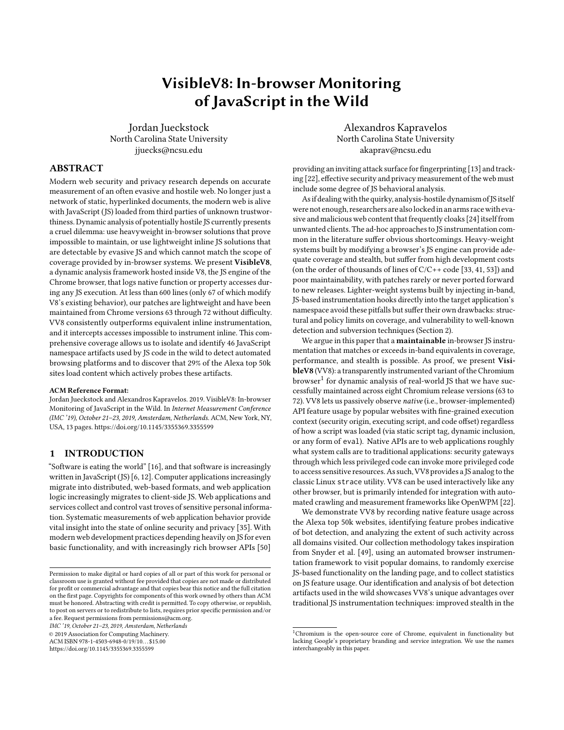# VisibleV8: In-browser Monitoring of JavaScript in the Wild

Jordan Jueckstock
North Carolina State University
jjuecks@ncsu.edu

Alexandros Kapravelos
North Carolina State University
akaprav@ncsu.edu

## ABSTRACT

Modern web security and privacy research depends on accurate measurement of an often evasive and hostile web. No longer just a network of static, hyperlinked documents, the modern web is alive with JavaScript (JS) loaded from third parties of unknown trustworthiness. Dynamic analysis of potentially hostile JS currently presents a cruel dilemma: use heavyweight in-browser solutions that prove impossible to maintain, or use lightweight inline JS solutions that are detectable by evasive JS and which cannot match the scope of coverage provided by in-browser systems. We present **VisibleV8**, a dynamic analysis framework hosted inside V8, the JS engine of the Chrome browser, that logs native function or property accesses during any JS execution. At less than 600 lines (only 67 of which modify V8's existing behavior), our patches are lightweight and have been maintained from Chrome versions 63 through 72 without difficulty. VV8 consistently outperforms equivalent inline instrumentation, and it intercepts accesses impossible to instrument inline. This comprehensive coverage allows us to isolate and identify 46 JavaScript namespace artifacts used by JS code in the wild to detect automated browsing platforms and to discover that 29% of the Alexa top 50k sites load content which actively probes these artifacts.

**ACM Reference Format:**
Jordan Jueckstock and Alexandros Kapravelos. 2019. VisibleV8: In-browser Monitoring of JavaScript in the Wild. In *Internet Measurement Conference (IMC '19), October 21–23, 2019, Amsterdam, Netherlands.* ACM, New York, NY, USA, 13 pages. https://doi.org/10.1145/3355369.3355599

## 1 INTRODUCTION

"Software is eating the world" [16], and that software is increasingly written in JavaScript (JS) [6, 12]. Computer applications increasingly migrate into distributed, web-based formats, and web application logic increasingly migrates to client-side JS. Web applications and services collect and control vast troves of sensitive personal information. Systematic measurements of web application behavior provide vital insight into the state of online security and privacy [35]. With modern web development practices depending heavily on JS for even basic functionality, and with increasingly rich browser APIs [50] providing an inviting attack surface for fingerprinting [13] and tracking [22], effective security and privacy measurement of the web must include some degree of JS behavioral analysis.

As if dealing with the quirky, analysis-hostile dynamism of JS itself were not enough, researchers are also locked in an arms race with evasive and malicious web content that frequently cloaks [24] itself from unwanted clients. The ad-hoc approaches to JS instrumentation common in the literature suffer obvious shortcomings. Heavy-weight systems built by modifying a browser's JS engine can provide adequate coverage and stealth, but suffer from high development costs (on the order of thousands of lines of C/C++ code [33, 41, 53]) and poor maintainability, with patches rarely or never ported forward to new releases. Lighter-weight systems built by injecting in-band, JS-based instrumentation hooks directly into the target application's namespace avoid these pitfalls but suffer their own drawbacks: structural and policy limits on coverage, and vulnerability to well-known detection and subversion techniques (Section 2).

We argue in this paper that a **maintainable** in-browser JS instrumentation that matches or exceeds in-band equivalents in coverage, performance, and stealth is possible. As proof, we present **VisibleV8** (VV8): a transparently instrumented variant of the Chromium browser[1] for dynamic analysis of real-world JS that we have successfully maintained across eight Chromium release versions (63 to 72). VV8 lets us passively observe *native* (i.e., browser-implemented) API feature usage by popular websites with fine-grained execution context (security origin, executing script, and code offset) regardless of how a script was loaded (via static script tag, dynamic inclusion, or any form of `eval`). Native APIs are to web applications roughly what system calls are to traditional applications: security gateways through which less privileged code can invoke more privileged code to access sensitive resources. As such, VV8 provides a JS analog to the classic Linux `strace` utility. VV8 can be used interactively like any other browser, but is primarily intended for integration with automated crawling and measurement frameworks like OpenWPM [22].

We demonstrate VV8 by recording native feature usage across the Alexa top 50k websites, identifying feature probes indicative of bot detection, and analyzing the extent of such activity across all domains visited. Our collection methodology takes inspiration from Snyder et al. [49], using an automated browser instrumentation framework to visit popular domains, to randomly exercise JS-based functionality on the landing page, and to collect statistics on JS feature usage. Our identification and analysis of bot detection artifacts used in the wild showcases VV8's unique advantages over traditional JS instrumentation techniques: improved stealth in the

---

Permission to make digital or hard copies of all or part of this work for personal or classroom use is granted without fee provided that copies are not made or distributed for profit or commercial advantage and that copies bear this notice and the full citation on the first page. Copyrights for components of this work owned by others than ACM must be honored. Abstracting with credit is permitted. To copy otherwise, or republish, to post on servers or to redistribute to lists, requires prior specific permission and/or a fee. Request permissions from permissions@acm.org.
*IMC '19, October 21–23, 2019, Amsterdam, Netherlands*
© 2019 Association for Computing Machinery.
ACM ISBN 978-1-4503-6948-0/19/10...$15.00
https://doi.org/10.1145/3355369.3355599

[1] Chromium is the open-source core of Chrome, equivalent in functionality but lacking Google's proprietary branding and service integration. We use the names interchangeably in this paper.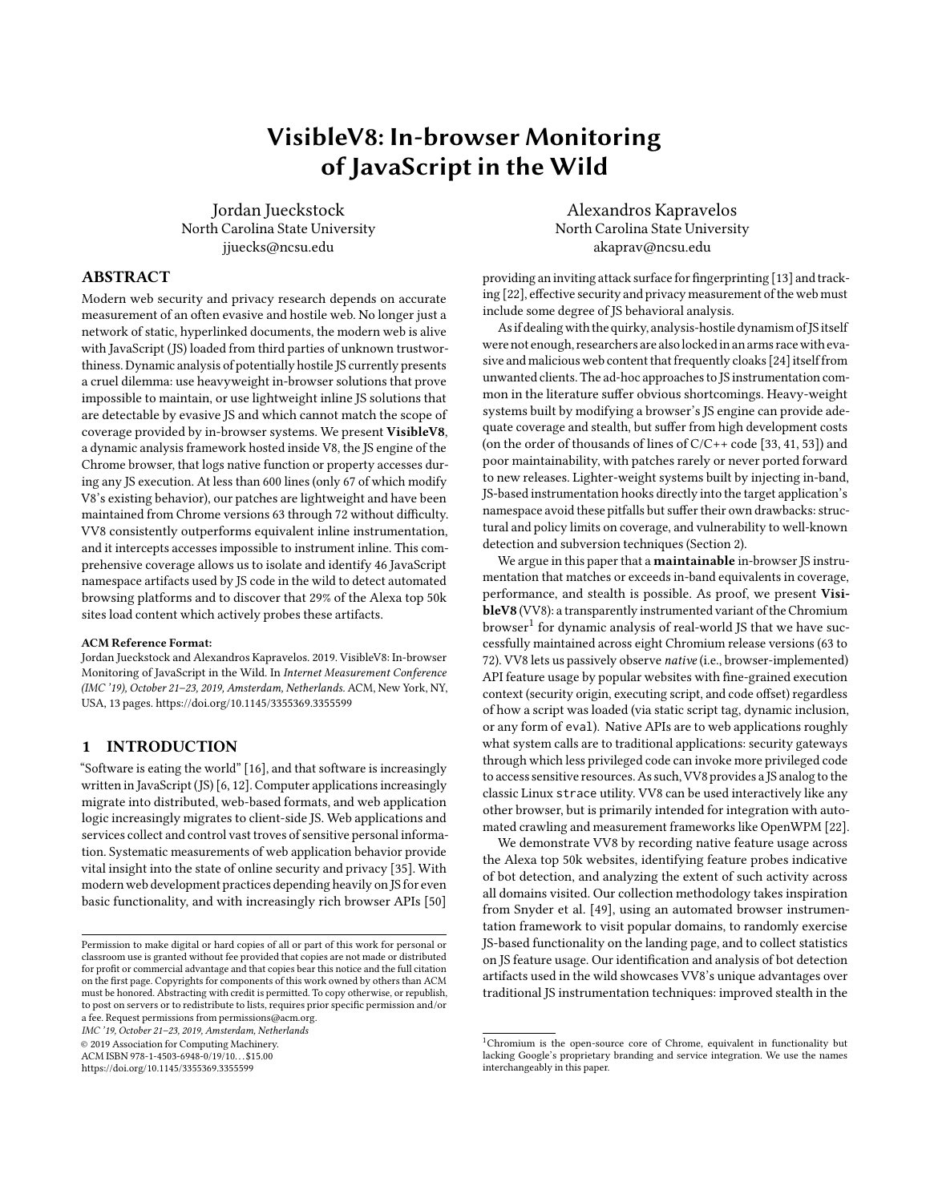# VisibleV8: In-browser Monitoring of JavaScript in the Wild

Jordan Jueckstock
North Carolina State University
jjuecks@ncsu.edu

Alexandros Kapravelos
North Carolina State University
akaprav@ncsu.edu

## ABSTRACT

Modern web security and privacy research depends on accurate measurement of an often evasive and hostile web. No longer just a network of static, hyperlinked documents, the modern web is alive with JavaScript (JS) loaded from third parties of unknown trustworthiness. Dynamic analysis of potentially hostile JS currently presents a cruel dilemma: use heavyweight in-browser solutions that prove impossible to maintain, or use lightweight inline JS solutions that are detectable by evasive JS and which cannot match the scope of coverage provided by in-browser systems. We present **VisibleV8**, a dynamic analysis framework hosted inside V8, the JS engine of the Chrome browser, that logs native function or property accesses during any JS execution. At less than 600 lines (only 67 of which modify V8's existing behavior), our patches are lightweight and have been maintained from Chrome versions 63 through 72 without difficulty. VV8 consistently outperforms equivalent inline instrumentation, and it intercepts accesses impossible to instrument inline. This comprehensive coverage allows us to isolate and identify 46 JavaScript namespace artifacts used by JS code in the wild to detect automated browsing platforms and to discover that 29% of the Alexa top 50k sites load content which actively probes these artifacts.

**ACM Reference Format:**
Jordan Jueckstock and Alexandros Kapravelos. 2019. VisibleV8: In-browser Monitoring of JavaScript in the Wild. In *Internet Measurement Conference (IMC '19), October 21–23, 2019, Amsterdam, Netherlands.* ACM, New York, NY, USA, 13 pages. https://doi.org/10.1145/3355369.3355599

## 1 INTRODUCTION

"Software is eating the world" [16], and that software is increasingly written in JavaScript (JS) [6, 12]. Computer applications increasingly migrate into distributed, web-based formats, and web application logic increasingly migrates to client-side JS. Web applications and services collect and control vast troves of sensitive personal information. Systematic measurements of web application behavior provide vital insight into the state of online security and privacy [35]. With modern web development practices depending heavily on JS for even basic functionality, and with increasingly rich browser APIs [50] providing an inviting attack surface for fingerprinting [13] and tracking [22], effective security and privacy measurement of the web must include some degree of JS behavioral analysis.

As if dealing with the quirky, analysis-hostile dynamism of JS itself were not enough, researchers are also locked in an arms race with evasive and malicious web content that frequently cloaks [24] itself from unwanted clients. The ad-hoc approaches to JS instrumentation common in the literature suffer obvious shortcomings. Heavy-weight systems built by modifying a browser's JS engine can provide adequate coverage and stealth, but suffer from high development costs (on the order of thousands of lines of C/C++ code [33, 41, 53]) and poor maintainability, with patches rarely or never ported forward to new releases. Lighter-weight systems built by injecting in-band, JS-based instrumentation hooks directly into the target application's namespace avoid these pitfalls but suffer their own drawbacks: structural and policy limits on coverage, and vulnerability to well-known detection and subversion techniques (Section 2).

We argue in this paper that a **maintainable** in-browser JS instrumentation that matches or exceeds in-band equivalents in coverage, performance, and stealth is possible. As proof, we present **VisibleV8** (VV8): a transparently instrumented variant of the Chromium browser[1] for dynamic analysis of real-world JS that we have successfully maintained across eight Chromium release versions (63 to 72). VV8 lets us passively observe *native* (i.e., browser-implemented) API feature usage by popular websites with fine-grained execution context (security origin, executing script, and code offset) regardless of how a script was loaded (via static script tag, dynamic inclusion, or any form of eval). Native APIs are to web applications roughly what system calls are to traditional applications: security gateways through which less privileged code can invoke more privileged code to access sensitive resources. As such, VV8 provides a JS analog to the classic Linux `strace` utility. VV8 can be used interactively like any other browser, but is primarily intended for integration with automated crawling and measurement frameworks like OpenWPM [22].

We demonstrate VV8 by recording native feature usage across the Alexa top 50k websites, identifying feature probes indicative of bot detection, and analyzing the extent of such activity across all domains visited. Our collection methodology takes inspiration from Snyder et al. [49], using an automated browser instrumentation framework to visit popular domains, to randomly exercise JS-based functionality on the landing page, and to collect statistics on JS feature usage. Our identification and analysis of bot detection artifacts used in the wild showcases VV8's unique advantages over traditional JS instrumentation techniques: improved stealth in the

Permission to make digital or hard copies of all or part of this work for personal or classroom use is granted without fee provided that copies are not made or distributed for profit or commercial advantage and that copies bear this notice and the full citation on the first page. Copyrights for components of this work owned by others than ACM must be honored. Abstracting with credit is permitted. To copy otherwise, or republish, to post on servers or to redistribute to lists, requires prior specific permission and/or a fee. Request permissions from permissions@acm.org.
*IMC '19, October 21–23, 2019, Amsterdam, Netherlands*
© 2019 Association for Computing Machinery.
ACM ISBN 978-1-4503-6948-0/19/10…$15.00
https://doi.org/10.1145/3355369.3355599

[1] Chromium is the open-source core of Chrome, equivalent in functionality but lacking Google's proprietary branding and service integration. We use the names interchangeably in this paper.